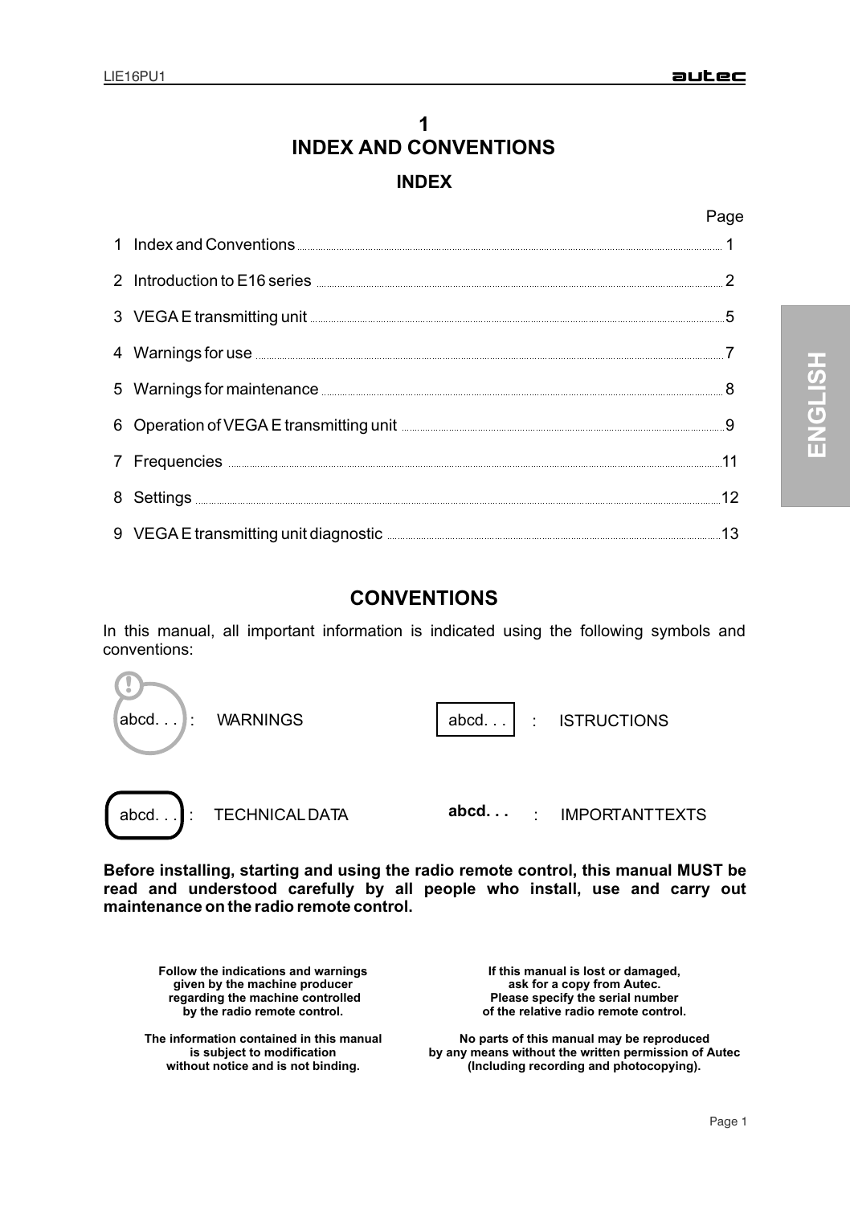# 1
# INDEX AND CONVENTIONS

## INDEX

| | | Page |
|---|---|---|
| 1 | Index and Conventions | 1 |
| 2 | Introduction to E16 series | 2 |
| 3 | VEGA E transmitting unit | 5 |
| 4 | Warnings for use | 7 |
| 5 | Warnings for maintenance | 8 |
| 6 | Operation of VEGA E transmitting unit | 9 |
| 7 | Frequencies | 11 |
| 8 | Settings | 12 |
| 9 | VEGA E transmitting unit diagnostic | 13 |

## CONVENTIONS

In this manual, all important information is indicated using the following symbols and conventions:

abcd. . . : WARNINGS

abcd. . . : ISTRUCTIONS

abcd. . . : TECHNICAL DATA

**abcd. . .** : IMPORTANT TEXTS

**Before installing, starting and using the radio remote control, this manual MUST be read and understood carefully by all people who install, use and carry out maintenance on the radio remote control.**

**Follow the indications and warnings given by the machine producer regarding the machine controlled by the radio remote control.**

**The information contained in this manual is subject to modification without notice and is not binding.**

**If this manual is lost or damaged, ask for a copy from Autec. Please specify the serial number of the relative radio remote control.**

**No parts of this manual may be reproduced by any means without the written permission of Autec (Including recording and photocopying).**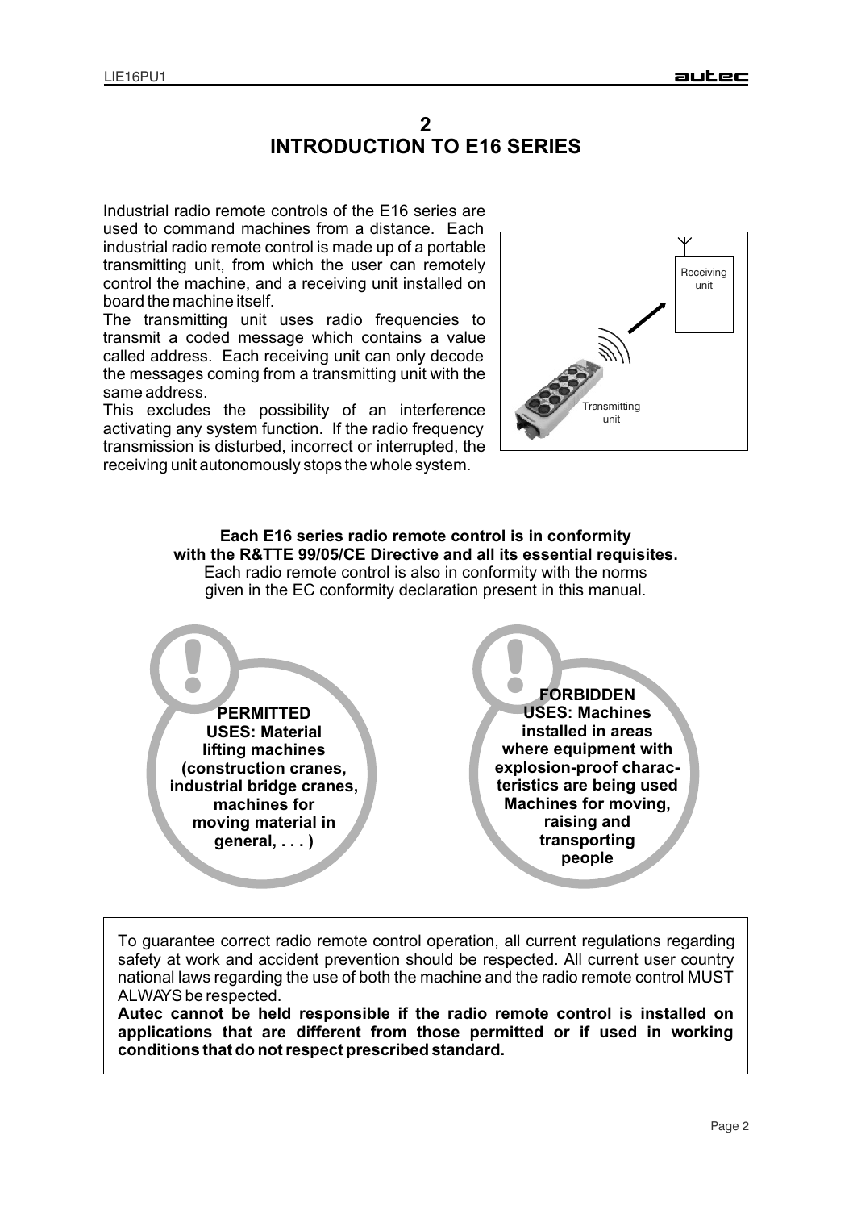# 2
# INTRODUCTION TO E16 SERIES

Industrial radio remote controls of the E16 series are used to command machines from a distance. Each industrial radio remote control is made up of a portable transmitting unit, from which the user can remotely control the machine, and a receiving unit installed on board the machine itself.

The transmitting unit uses radio frequencies to transmit a coded message which contains a value called address. Each receiving unit can only decode the messages coming from a transmitting unit with the same address.

This excludes the possibility of an interference activating any system function. If the radio frequency transmission is disturbed, incorrect or interrupted, the receiving unit autonomously stops the whole system.

Receiving unit

Transmitting unit

**Each E16 series radio remote control is in conformity with the R&TTE 99/05/CE Directive and all its essential requisites.**
Each radio remote control is also in conformity with the norms given in the EC conformity declaration present in this manual.

**PERMITTED USES: Material lifting machines (construction cranes, industrial bridge cranes, machines for moving material in general, . . . )**

**FORBIDDEN USES: Machines installed in areas where equipment with explosion-proof characteristics are being used Machines for moving, raising and transporting people**

To guarantee correct radio remote control operation, all current regulations regarding safety at work and accident prevention should be respected. All current user country national laws regarding the use of both the machine and the radio remote control MUST ALWAYS be respected.

**Autec cannot be held responsible if the radio remote control is installed on applications that are different from those permitted or if used in working conditions that do not respect prescribed standard.**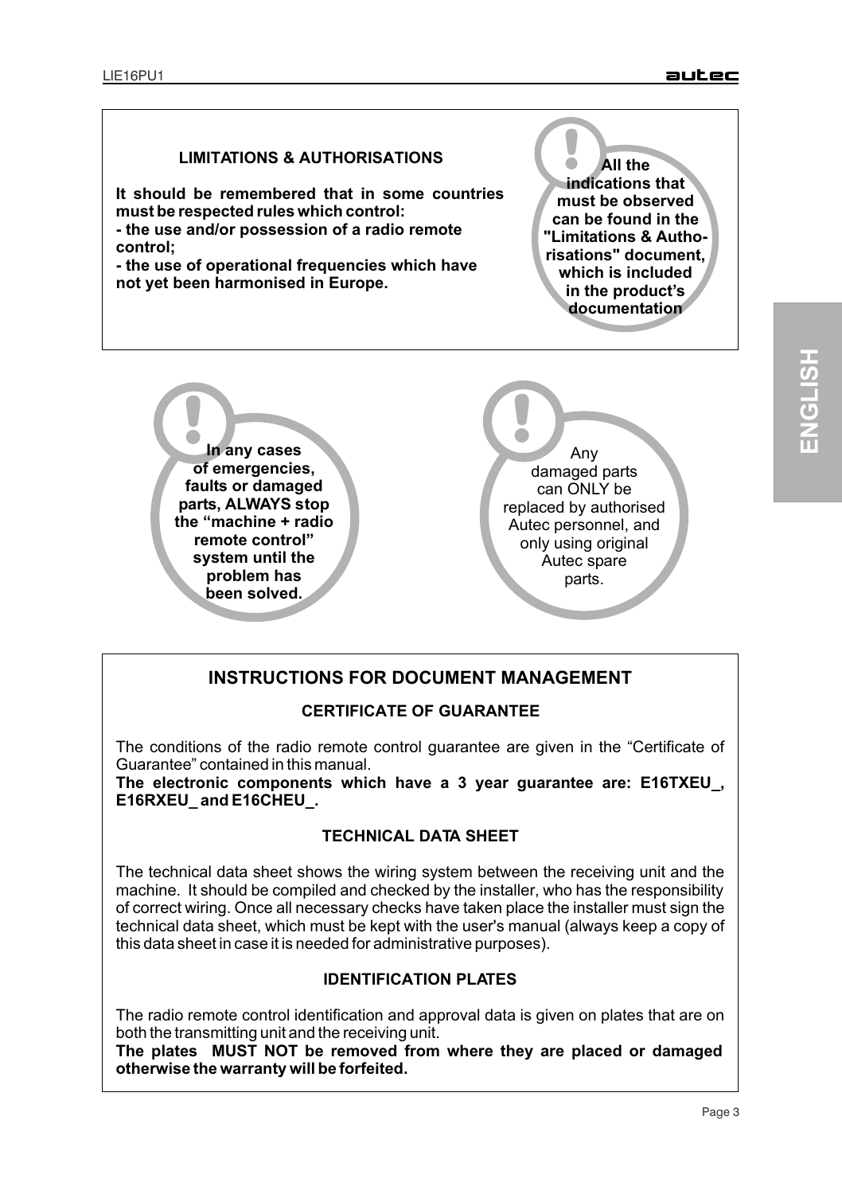**LIMITATIONS & AUTHORISATIONS**

**It should be remembered that in some countries must be respected rules which control:**
**- the use and/or possession of a radio remote control;**
**- the use of operational frequencies which have not yet been harmonised in Europe.**

**All the indications that must be observed can be found in the "Limitations & Authorisations" document, which is included in the product's documentation**

**In any cases of emergencies, faults or damaged parts, ALWAYS stop the "machine + radio remote control" system until the problem has been solved.**

Any damaged parts can ONLY be replaced by authorised Autec personnel, and only using original Autec spare parts.

## INSTRUCTIONS FOR DOCUMENT MANAGEMENT

### CERTIFICATE OF GUARANTEE

The conditions of the radio remote control guarantee are given in the "Certificate of Guarantee" contained in this manual.
**The electronic components which have a 3 year guarantee are: E16TXEU_, E16RXEU_ and E16CHEU_.**

### TECHNICAL DATA SHEET

The technical data sheet shows the wiring system between the receiving unit and the machine. It should be compiled and checked by the installer, who has the responsibility of correct wiring. Once all necessary checks have taken place the installer must sign the technical data sheet, which must be kept with the user's manual (always keep a copy of this data sheet in case it is needed for administrative purposes).

### IDENTIFICATION PLATES

The radio remote control identification and approval data is given on plates that are on both the transmitting unit and the receiving unit.
**The plates MUST NOT be removed from where they are placed or damaged otherwise the warranty will be forfeited.**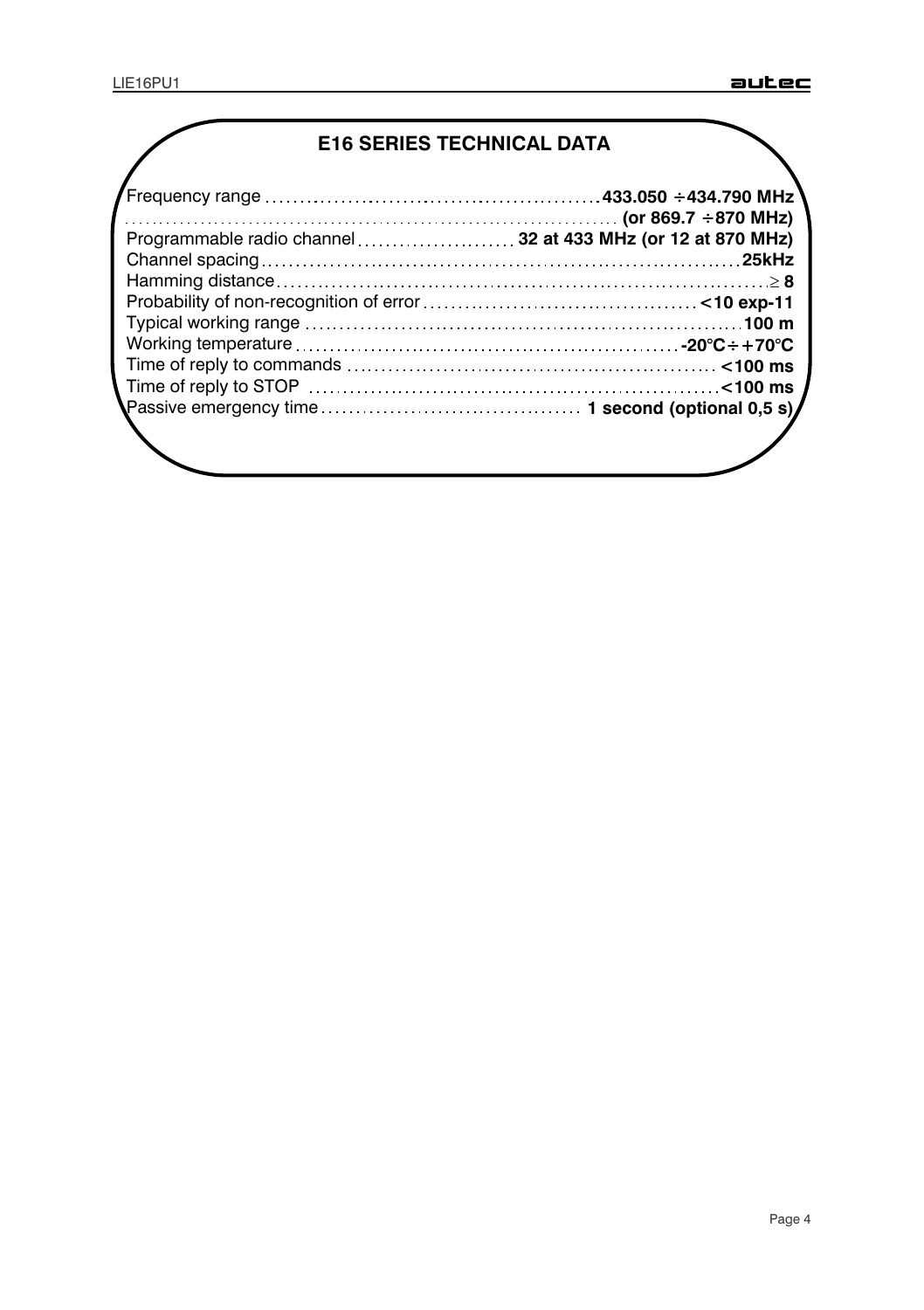## E16 SERIES TECHNICAL DATA

| | |
|---|---|
| Frequency range | **433.050 ÷434.790 MHz** |
| | **(or 869.7 ÷870 MHz)** |
| Programmable radio channel | **32 at 433 MHz (or 12 at 870 MHz)** |
| Channel spacing | **25kHz** |
| Hamming distance | **≥ 8** |
| Probability of non-recognition of error | **<10 exp-11** |
| Typical working range | **100 m** |
| Working temperature | **-20°C÷+70°C** |
| Time of reply to commands | **<100 ms** |
| Time of reply to STOP | **<100 ms** |
| Passive emergency time | **1 second (optional 0,5 s)** |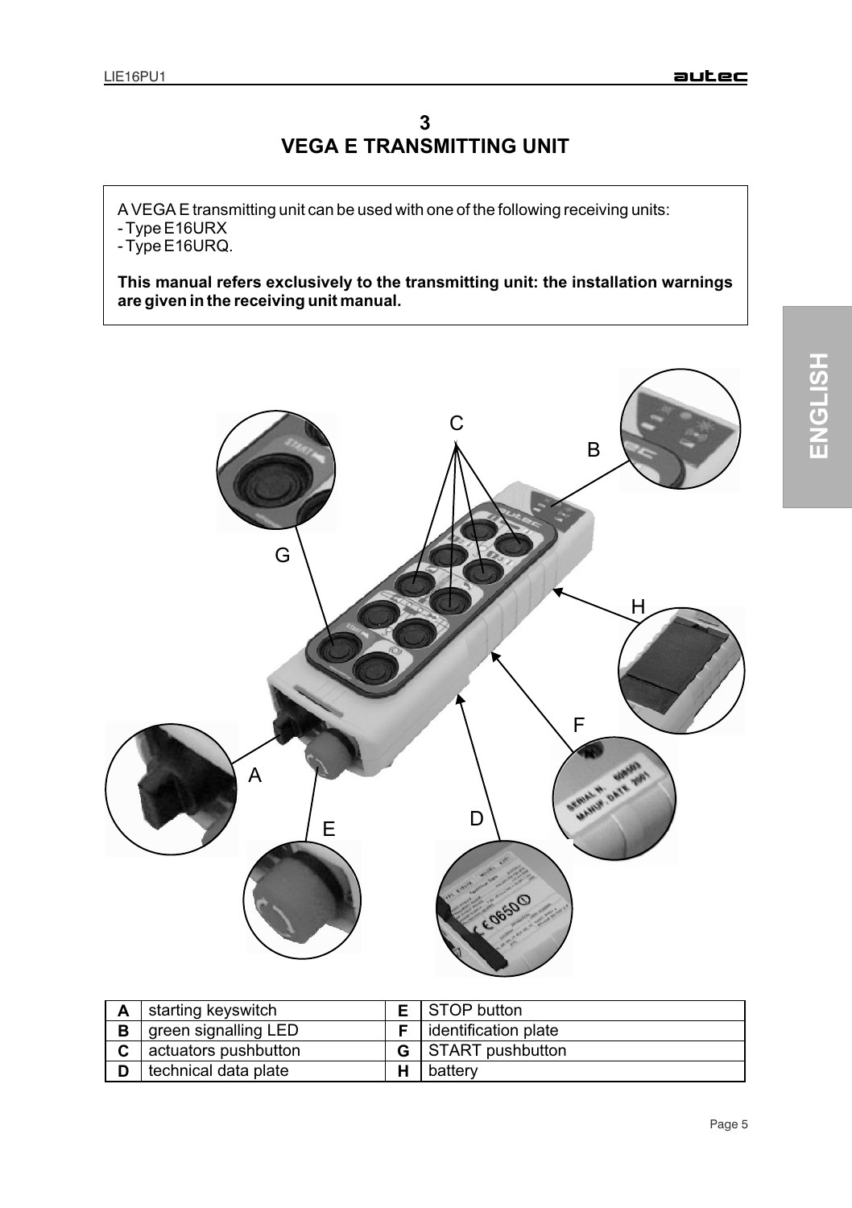# 3
# VEGA E TRANSMITTING UNIT

A VEGA E transmitting unit can be used with one of the following receiving units:
- Type E16URX
- Type E16URQ.

**This manual refers exclusively to the transmitting unit: the installation warnings are given in the receiving unit manual.**

| A | starting keyswitch | E | STOP button |
|---|---|---|---|
| B | green signalling LED | F | identification plate |
| C | actuators pushbutton | G | START pushbutton |
| D | technical data plate | H | battery |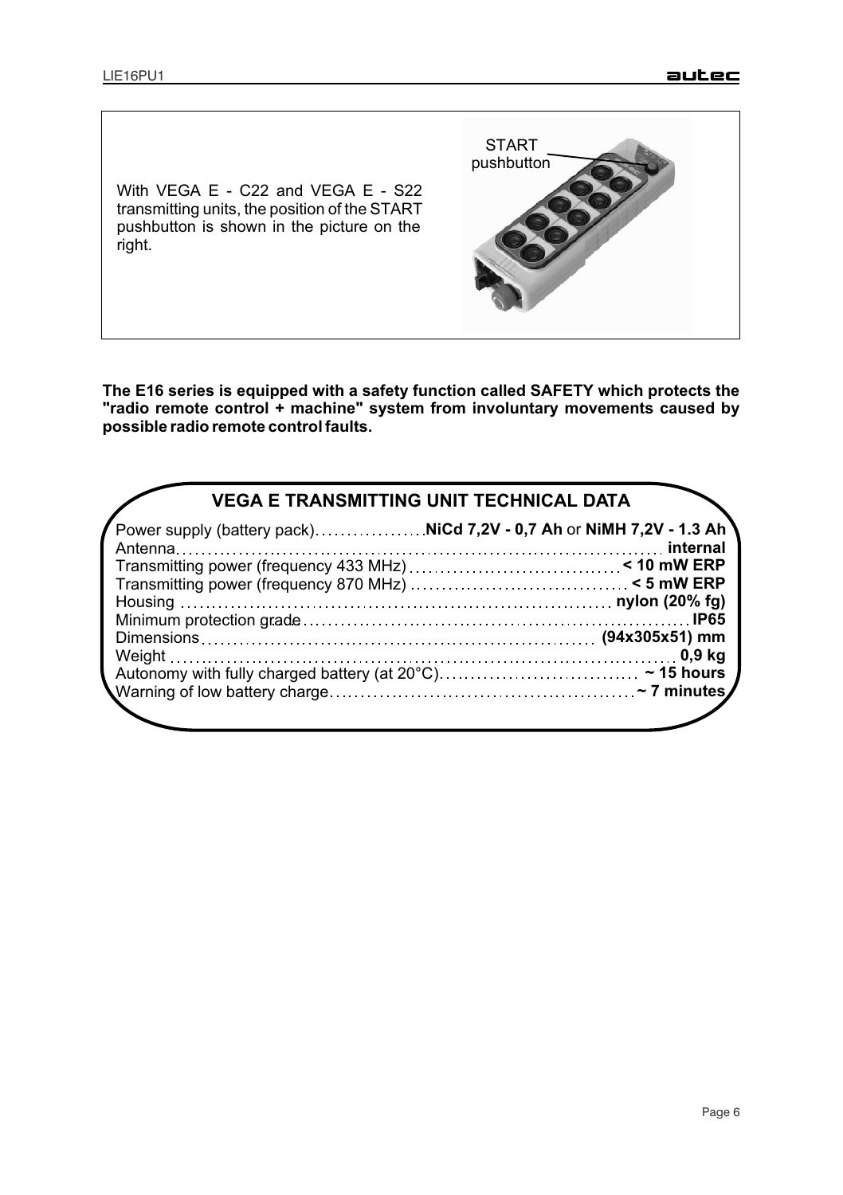With VEGA E - C22 and VEGA E - S22 transmitting units, the position of the START pushbutton is shown in the picture on the right.

**The E16 series is equipped with a safety function called SAFETY which protects the "radio remote control + machine" system from involuntary movements caused by possible radio remote control faults.**

## VEGA E TRANSMITTING UNIT TECHNICAL DATA

| | |
|---|---|
| Power supply (battery pack) | **NiCd 7,2V - 0,7 Ah** or **NiMH 7,2V - 1.3 Ah** |
| Antenna | **internal** |
| Transmitting power (frequency 433 MHz) | **< 10 mW ERP** |
| Transmitting power (frequency 870 MHz) | **< 5 mW ERP** |
| Housing | **nylon (20% fg)** |
| Minimum protection grade | **IP65** |
| Dimensions | **(94x305x51) mm** |
| Weight | **0,9 kg** |
| Autonomy with fully charged battery (at 20°C) | **~ 15 hours** |
| Warning of low battery charge | **~ 7 minutes** |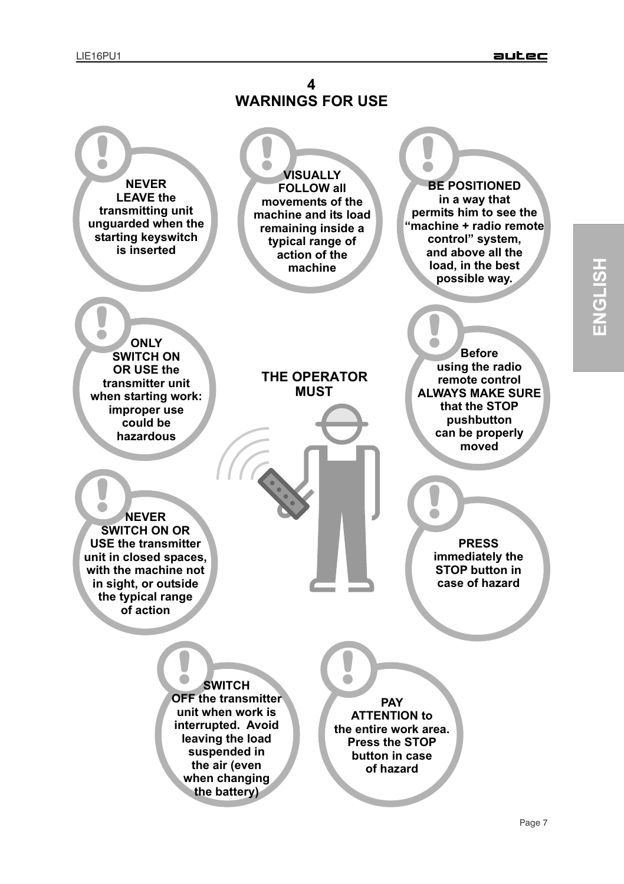# 4 WARNINGS FOR USE

**THE OPERATOR MUST**

- **NEVER LEAVE the transmitting unit unguarded when the starting keyswitch is inserted**
- **VISUALLY FOLLOW all movements of the machine and its load remaining inside a typical range of action of the machine**
- **BE POSITIONED in a way that permits him to see the "machine + radio remote control" system, and above all the load, in the best possible way.**
- **ONLY SWITCH ON OR USE the transmitter unit when starting work: improper use could be hazardous**
- **Before using the radio remote control ALWAYS MAKE SURE that the STOP pushbutton can be properly moved**
- **NEVER SWITCH ON OR USE the transmitter unit in closed spaces, with the machine not in sight, or outside the typical range of action**
- **PRESS immediately the STOP button in case of hazard**
- **SWITCH OFF the transmitter unit when work is interrupted. Avoid leaving the load suspended in the air (even when changing the battery)**
- **PAY ATTENTION to the entire work area. Press the STOP button in case of hazard**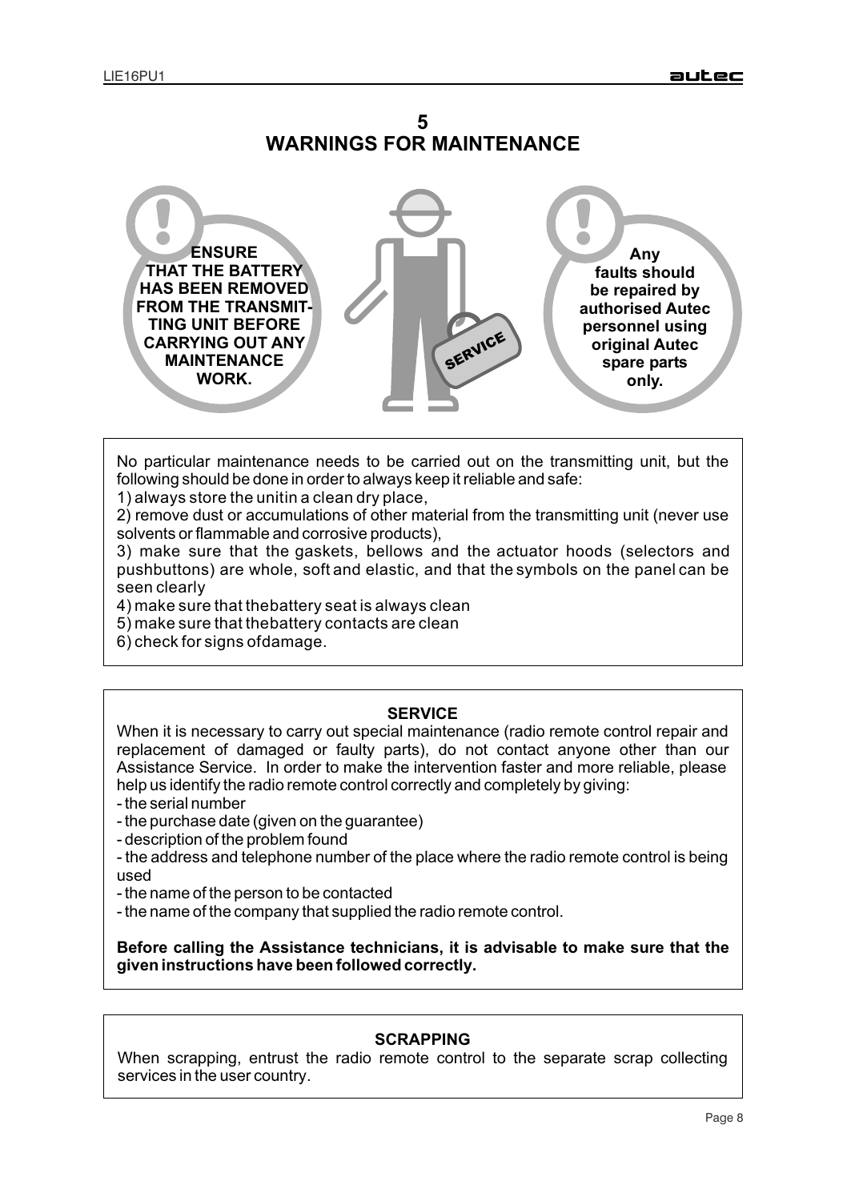# 5
# WARNINGS FOR MAINTENANCE

**ENSURE THAT THE BATTERY HAS BEEN REMOVED FROM THE TRANSMITTING UNIT BEFORE CARRYING OUT ANY MAINTENANCE WORK.**

SERVICE

**Any faults should be repaired by authorised Autec personnel using original Autec spare parts only.**

No particular maintenance needs to be carried out on the transmitting unit, but the following should be done in order to always keep it reliable and safe:

1) always store the unitin a clean dry place,

2) remove dust or accumulations of other material from the transmitting unit (never use solvents or flammable and corrosive products),

3) make sure that the gaskets, bellows and the actuator hoods (selectors and pushbuttons) are whole, soft and elastic, and that the symbols on the panel can be seen clearly

4) make sure that thebattery seat is always clean

5) make sure that thebattery contacts are clean

6) check for signs ofdamage.

### SERVICE

When it is necessary to carry out special maintenance (radio remote control repair and replacement of damaged or faulty parts), do not contact anyone other than our Assistance Service. In order to make the intervention faster and more reliable, please help us identify the radio remote control correctly and completely by giving:

- the serial number
- the purchase date (given on the guarantee)
- description of the problem found
- the address and telephone number of the place where the radio remote control is being used
- the name of the person to be contacted
- the name of the company that supplied the radio remote control.

**Before calling the Assistance technicians, it is advisable to make sure that the given instructions have been followed correctly.**

### SCRAPPING

When scrapping, entrust the radio remote control to the separate scrap collecting services in the user country.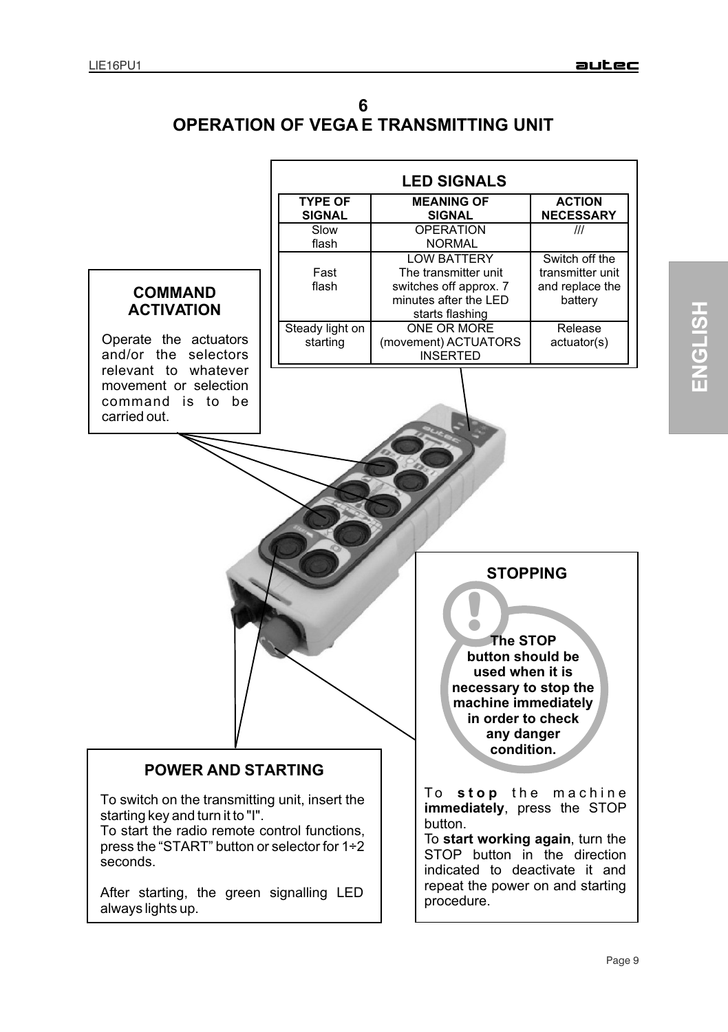# 6
# OPERATION OF VEGA E TRANSMITTING UNIT

## LED SIGNALS

| TYPE OF SIGNAL | MEANING OF SIGNAL | ACTION NECESSARY |
|---|---|---|
| Slow flash | OPERATION NORMAL | /// |
| Fast flash | LOW BATTERY The transmitter unit switches off approx. 7 minutes after the LED starts flashing | Switch off the transmitter unit and replace the battery |
| Steady light on starting | ONE OR MORE (movement) ACTUATORS INSERTED | Release actuator(s) |

## COMMAND ACTIVATION

Operate the actuators and/or the selectors relevant to whatever movement or selection command is to be carried out.

## STOPPING

**The STOP button should be used when it is necessary to stop the machine immediately in order to check any danger condition.**

To **stop the machine immediately**, press the STOP button.

To **start working again**, turn the STOP button in the direction indicated to deactivate it and repeat the power on and starting procedure.

## POWER AND STARTING

To switch on the transmitting unit, insert the starting key and turn it to "I".

To start the radio remote control functions, press the “START” button or selector for 1÷2 seconds.

After starting, the green signalling LED always lights up.

ENGLISH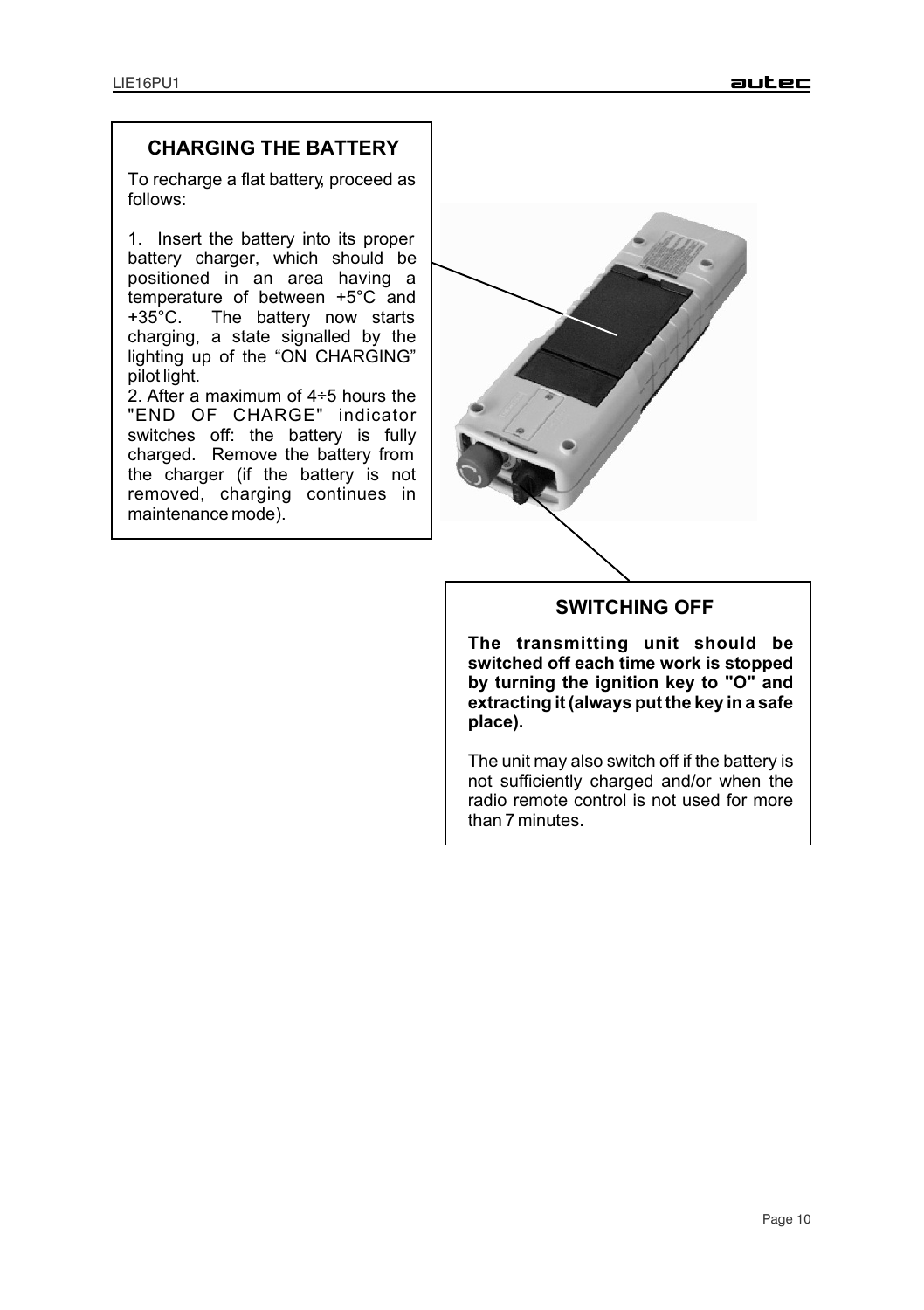## CHARGING THE BATTERY

To recharge a flat battery, proceed as follows:

1. Insert the battery into its proper battery charger, which should be positioned in an area having a temperature of between +5°C and +35°C. The battery now starts charging, a state signalled by the lighting up of the “ON CHARGING” pilot light.
2. After a maximum of 4÷5 hours the "END OF CHARGE" indicator switches off: the battery is fully charged. Remove the battery from the charger (if the battery is not removed, charging continues in maintenance mode).

## SWITCHING OFF

**The transmitting unit should be switched off each time work is stopped by turning the ignition key to "O" and extracting it (always put the key in a safe place).**

The unit may also switch off if the battery is not sufficiently charged and/or when the radio remote control is not used for more than 7 minutes.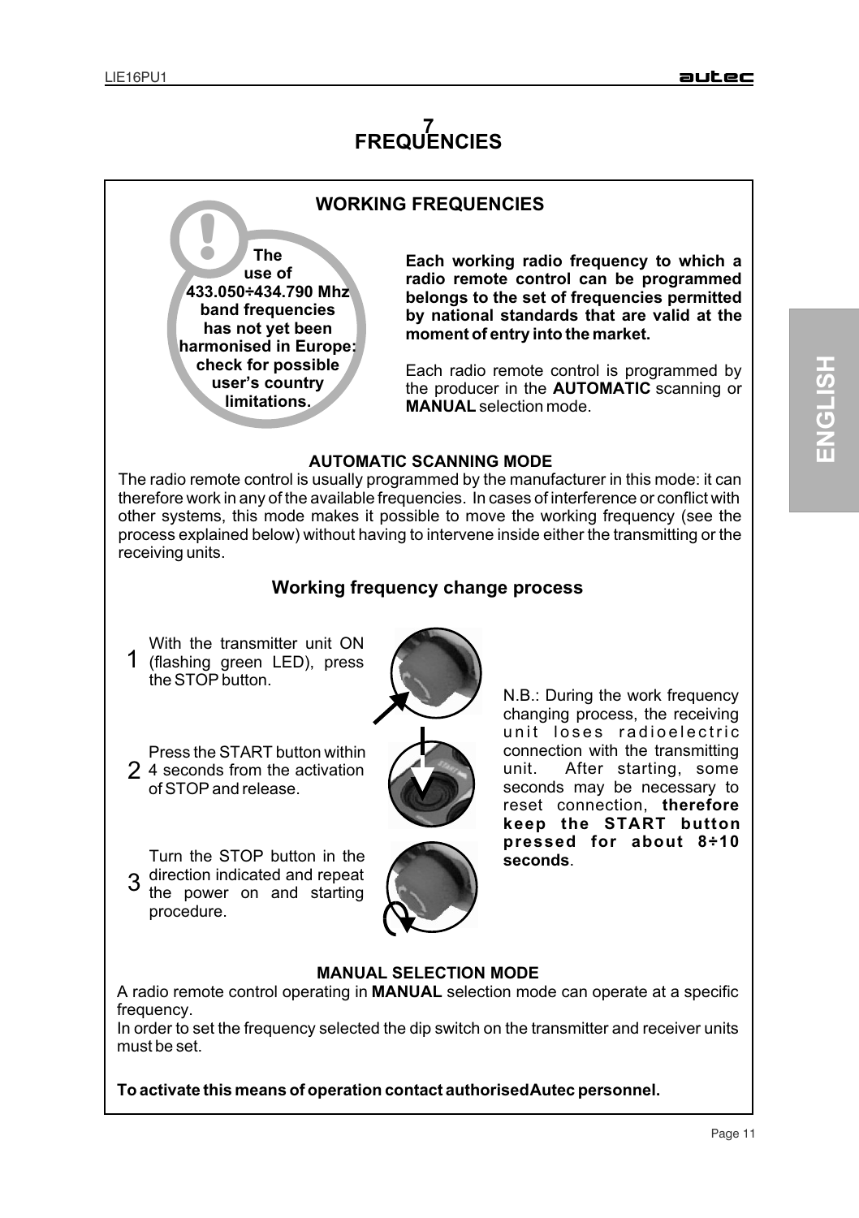# 7 FREQUENCIES

## WORKING FREQUENCIES

**The use of 433.050÷434.790 Mhz band frequencies has not yet been harmonised in Europe: check for possible user's country limitations.**

**Each working radio frequency to which a radio remote control can be programmed belongs to the set of frequencies permitted by national standards that are valid at the moment of entry into the market.**

Each radio remote control is programmed by the producer in the **AUTOMATIC** scanning or **MANUAL** selection mode.

### AUTOMATIC SCANNING MODE

The radio remote control is usually programmed by the manufacturer in this mode: it can therefore work in any of the available frequencies. In cases of interference or conflict with other systems, this mode makes it possible to move the working frequency (see the process explained below) without having to intervene inside either the transmitting or the receiving units.

### Working frequency change process

1. With the transmitter unit ON (flashing green LED), press the STOP button.
2. Press the START button within 4 seconds from the activation of STOP and release.
3. Turn the STOP button in the direction indicated and repeat the power on and starting procedure.

N.B.: During the work frequency changing process, the receiving unit loses radioelectric connection with the transmitting unit. After starting, some seconds may be necessary to reset connection, **therefore keep the START button pressed for about 8÷10 seconds**.

### MANUAL SELECTION MODE

A radio remote control operating in **MANUAL** selection mode can operate at a specific frequency.

In order to set the frequency selected the dip switch on the transmitter and receiver units must be set.

**To activate this means of operation contact authorisedAutec personnel.**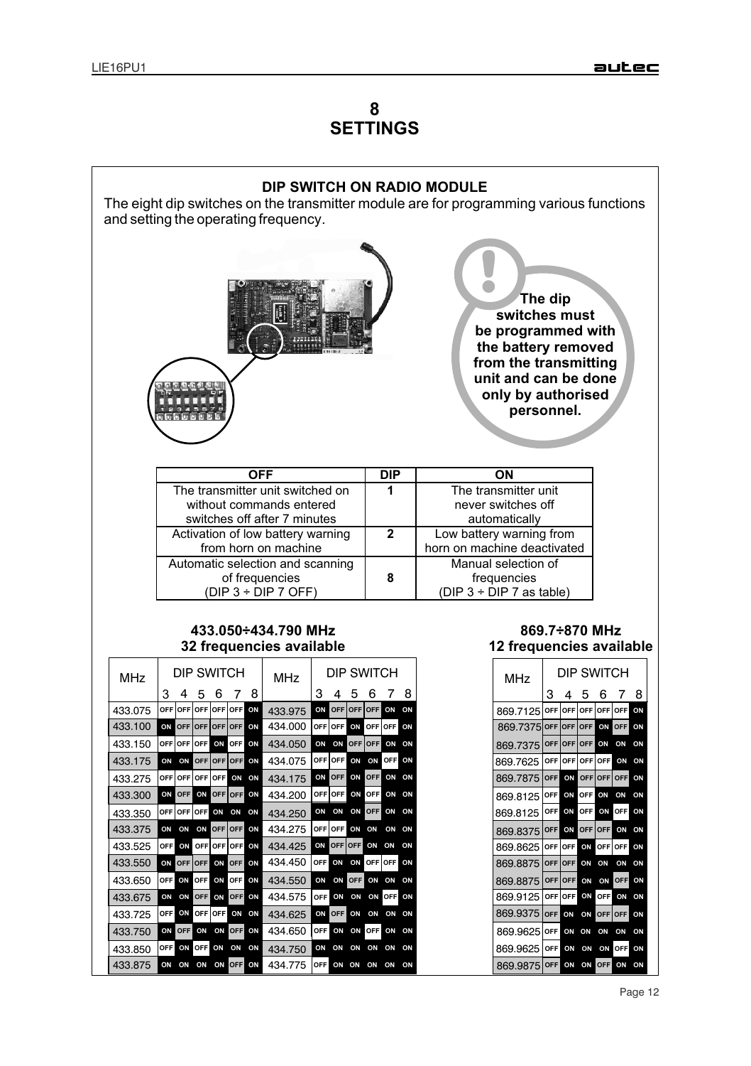# 8
# SETTINGS

## DIP SWITCH ON RADIO MODULE

The eight dip switches on the transmitter module are for programming various functions and setting the operating frequency.

**The dip switches must be programmed with the battery removed from the transmitting unit and can be done only by authorised personnel.**

| OFF | DIP | ON |
|---|---|---|
| The transmitter unit switched on without commands entered switches off after 7 minutes | 1 | The transmitter unit never switches off automatically |
| Activation of low battery warning from horn on machine | 2 | Low battery warning from horn on machine deactivated |
| Automatic selection and scanning of frequencies (DIP 3 ÷ DIP 7 OFF) | 8 | Manual selection of frequencies (DIP 3 ÷ DIP 7 as table) |

**433.050÷434.790 MHz**
**32 frequencies available**

| MHz | DIP SWITCH 3 | 4 | 5 | 6 | 7 | 8 | MHz | DIP SWITCH 3 | 4 | 5 | 6 | 7 | 8 |
|---|---|---|---|---|---|---|---|---|---|---|---|---|---|
| 433.075 | OFF | OFF | OFF | OFF | OFF | ON | 433.975 | ON | OFF | OFF | OFF | ON | ON |
| 433.100 | ON | OFF | OFF | OFF | OFF | ON | 434.000 | OFF | OFF | ON | OFF | OFF | ON |
| 433.150 | OFF | OFF | OFF | ON | OFF | ON | 434.050 | ON | ON | OFF | OFF | ON | ON |
| 433.175 | ON | ON | OFF | OFF | OFF | ON | 434.075 | OFF | OFF | ON | ON | OFF | ON |
| 433.275 | OFF | OFF | OFF | OFF | ON | ON | 434.175 | ON | OFF | ON | OFF | ON | ON |
| 433.300 | ON | OFF | ON | OFF | OFF | ON | 434.200 | OFF | OFF | ON | OFF | ON | ON |
| 433.350 | OFF | OFF | OFF | ON | ON | ON | 434.250 | ON | ON | ON | OFF | ON | ON |
| 433.375 | ON | ON | ON | OFF | OFF | ON | 434.275 | OFF | OFF | ON | ON | ON | ON |
| 433.525 | OFF | ON | OFF | OFF | OFF | ON | 434.425 | ON | OFF | OFF | ON | ON | ON |
| 433.550 | ON | OFF | OFF | ON | OFF | ON | 434.450 | OFF | ON | ON | OFF | OFF | ON |
| 433.650 | OFF | ON | OFF | ON | OFF | ON | 434.550 | ON | ON | OFF | ON | ON | ON |
| 433.675 | ON | ON | OFF | ON | OFF | ON | 434.575 | OFF | ON | ON | ON | OFF | ON |
| 433.725 | OFF | ON | OFF | OFF | ON | ON | 434.625 | ON | OFF | ON | ON | ON | ON |
| 433.750 | ON | OFF | ON | ON | OFF | ON | 434.650 | OFF | ON | ON | OFF | ON | ON |
| 433.850 | OFF | ON | OFF | ON | ON | ON | 434.750 | ON | ON | ON | ON | ON | ON |
| 433.875 | ON | ON | ON | ON | OFF | ON | 434.775 | OFF | ON | ON | ON | ON | ON |

**869.7÷870 MHz**
**12 frequencies available**

| MHz | DIP SWITCH 3 | 4 | 5 | 6 | 7 | 8 |
|---|---|---|---|---|---|---|
| 869.7125 | OFF | OFF | OFF | OFF | OFF | ON |
| 869.7375 | OFF | OFF | OFF | ON | OFF | ON |
| 869.7375 | OFF | OFF | OFF | ON | ON | ON |
| 869.7625 | OFF | OFF | OFF | OFF | ON | ON |
| 869.7875 | OFF | ON | OFF | OFF | OFF | ON |
| 869.8125 | OFF | ON | OFF | ON | ON | ON |
| 869.8125 | OFF | ON | OFF | ON | OFF | ON |
| 869.8375 | OFF | ON | OFF | OFF | ON | ON |
| 869.8625 | OFF | OFF | ON | OFF | OFF | ON |
| 869.8875 | OFF | OFF | ON | ON | ON | ON |
| 869.8875 | OFF | OFF | ON | ON | OFF | ON |
| 869.9125 | OFF | OFF | ON | OFF | ON | ON |
| 869.9375 | OFF | ON | ON | OFF | OFF | ON |
| 869.9625 | OFF | ON | ON | ON | ON | ON |
| 869.9625 | OFF | ON | ON | ON | OFF | ON |
| 869.9875 | OFF | ON | ON | OFF | ON | ON |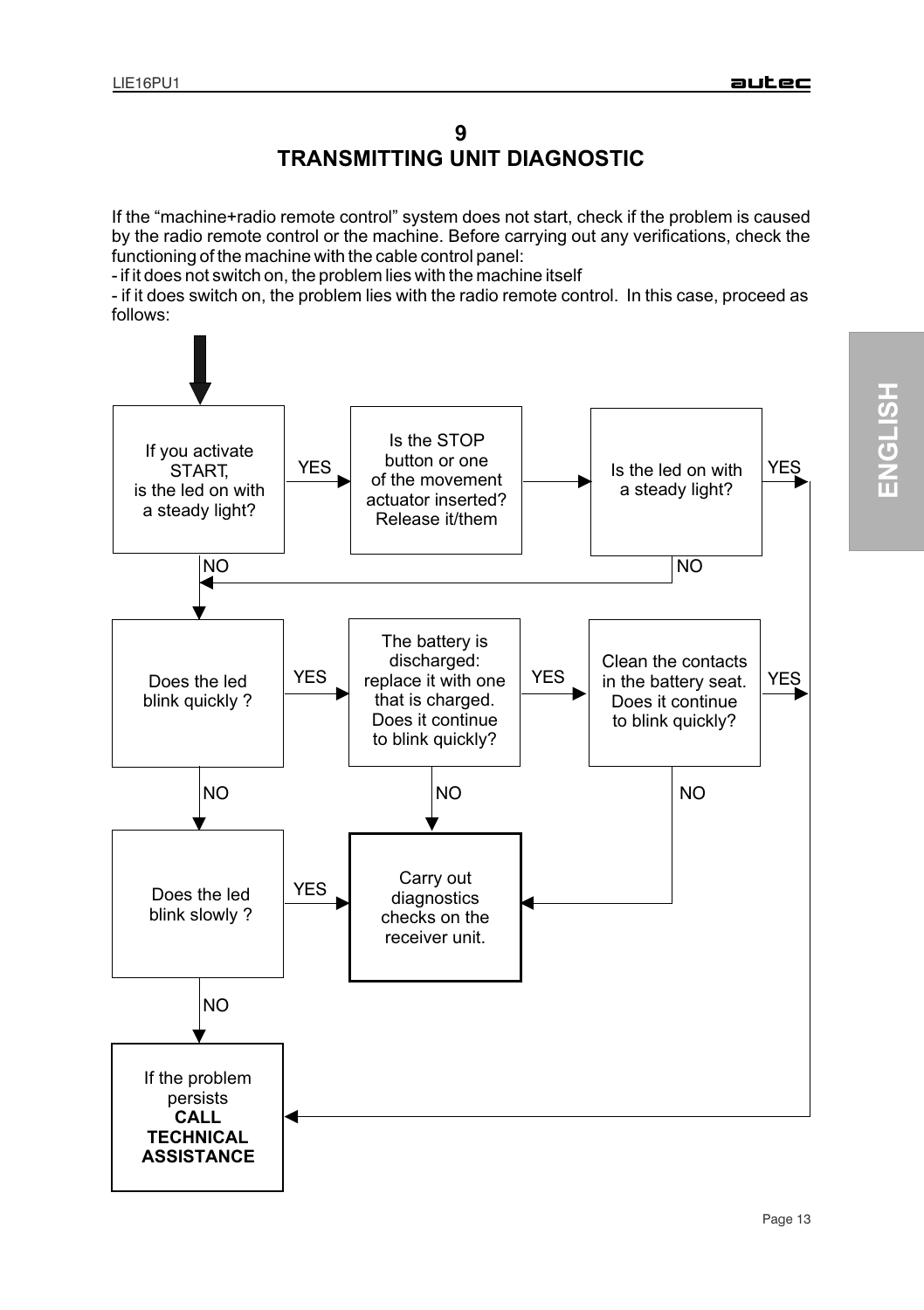# 9
# TRANSMITTING UNIT DIAGNOSTIC

If the “machine+radio remote control” system does not start, check if the problem is caused by the radio remote control or the machine. Before carrying out any verifications, check the functioning of the machine with the cable control panel:

- if it does not switch on, the problem lies with the machine itself
- if it does switch on, the problem lies with the radio remote control. In this case, proceed as follows:

If you activate START, is the led on with a steady light?

YES

Is the STOP button or one of the movement actuator inserted? Release it/them

Is the led on with a steady light?

YES

NO

NO

Does the led blink quickly ?

YES

The battery is discharged: replace it with one that is charged. Does it continue to blink quickly?

YES

Clean the contacts in the battery seat. Does it continue to blink quickly?

YES

NO

NO

NO

Does the led blink slowly ?

YES

Carry out diagnostics checks on the receiver unit.

NO

If the problem persists **CALL TECHNICAL ASSISTANCE**